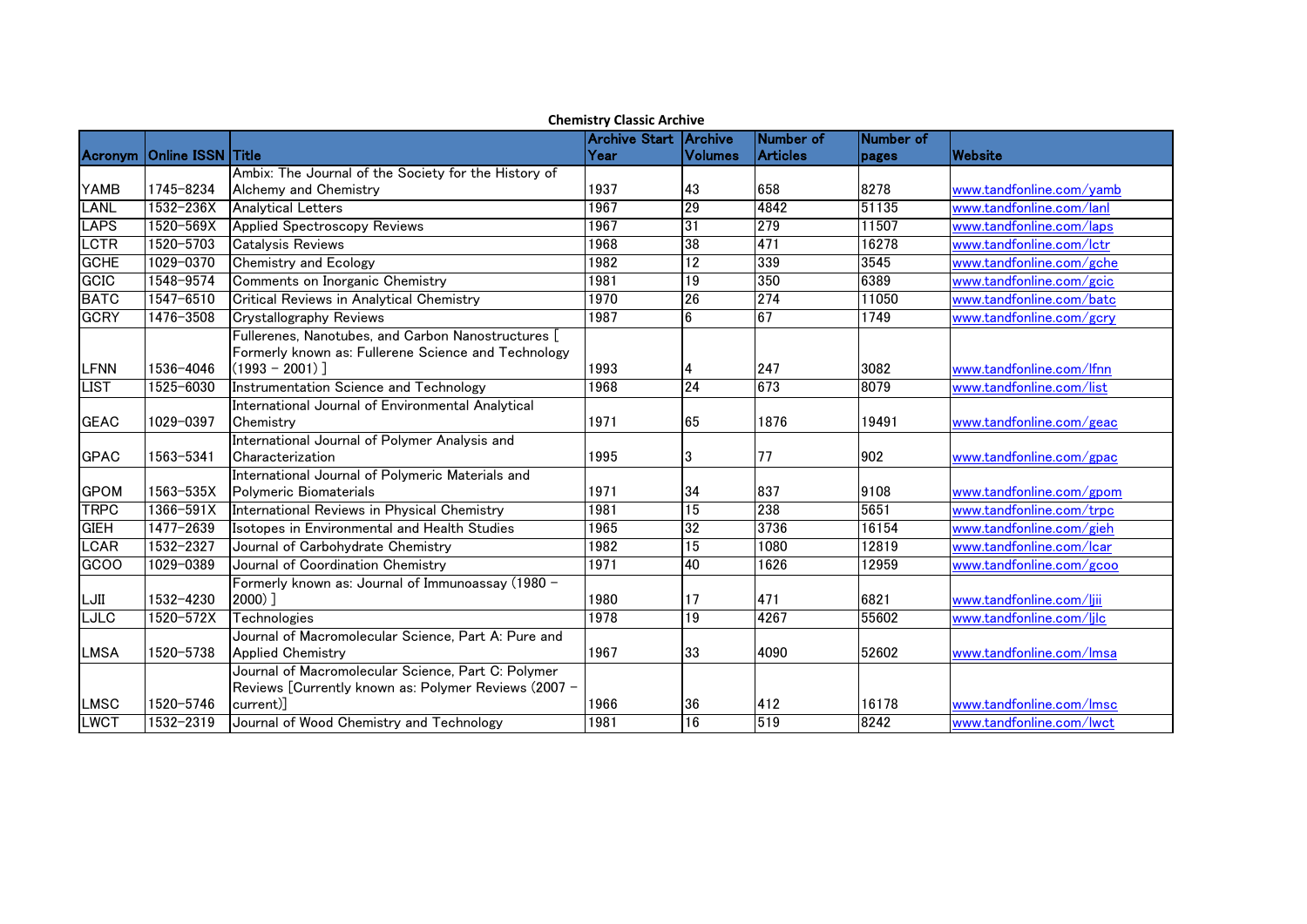**Chemistry Classic Archive**

| Acronym | Online ISSN | Title | Archive Start Year | Archive Volumes | Number of Articles | Number of pages | Website |
|---|---|---|---|---|---|---|---|
| YAMB | 1745-8234 | Ambix: The Journal of the Society for the History of Alchemy and Chemistry | 1937 | 43 | 658 | 8278 | www.tandfonline.com/yamb |
| LANL | 1532-236X | Analytical Letters | 1967 | 29 | 4842 | 51135 | www.tandfonline.com/lanl |
| LAPS | 1520-569X | Applied Spectroscopy Reviews | 1967 | 31 | 279 | 11507 | www.tandfonline.com/laps |
| LCTR | 1520-5703 | Catalysis Reviews | 1968 | 38 | 471 | 16278 | www.tandfonline.com/lctr |
| GCHE | 1029-0370 | Chemistry and Ecology | 1982 | 12 | 339 | 3545 | www.tandfonline.com/gche |
| GCIC | 1548-9574 | Comments on Inorganic Chemistry | 1981 | 19 | 350 | 6389 | www.tandfonline.com/gcic |
| BATC | 1547-6510 | Critical Reviews in Analytical Chemistry | 1970 | 26 | 274 | 11050 | www.tandfonline.com/batc |
| GCRY | 1476-3508 | Crystallography Reviews | 1987 | 6 | 67 | 1749 | www.tandfonline.com/gcry |
| LFNN | 1536-4046 | Fullerenes, Nanotubes, and Carbon Nanostructures [ Formerly known as: Fullerene Science and Technology (1993 - 2001) ] | 1993 | 4 | 247 | 3082 | www.tandfonline.com/lfnn |
| LIST | 1525-6030 | Instrumentation Science and Technology | 1968 | 24 | 673 | 8079 | www.tandfonline.com/list |
| GEAC | 1029-0397 | International Journal of Environmental Analytical Chemistry | 1971 | 65 | 1876 | 19491 | www.tandfonline.com/geac |
| GPAC | 1563-5341 | International Journal of Polymer Analysis and Characterization | 1995 | 3 | 77 | 902 | www.tandfonline.com/gpac |
| GPOM | 1563-535X | International Journal of Polymeric Materials and Polymeric Biomaterials | 1971 | 34 | 837 | 9108 | www.tandfonline.com/gpom |
| TRPC | 1366-591X | International Reviews in Physical Chemistry | 1981 | 15 | 238 | 5651 | www.tandfonline.com/trpc |
| GIEH | 1477-2639 | Isotopes in Environmental and Health Studies | 1965 | 32 | 3736 | 16154 | www.tandfonline.com/gieh |
| LCAR | 1532-2327 | Journal of Carbohydrate Chemistry | 1982 | 15 | 1080 | 12819 | www.tandfonline.com/lcar |
| GCOO | 1029-0389 | Journal of Coordination Chemistry | 1971 | 40 | 1626 | 12959 | www.tandfonline.com/gcoo |
| LJII | 1532-4230 | Formerly known as: Journal of Immunoassay (1980 - 2000) ] | 1980 | 17 | 471 | 6821 | www.tandfonline.com/ljii |
| LJLC | 1520-572X | Technologies | 1978 | 19 | 4267 | 55602 | www.tandfonline.com/ljlc |
| LMSA | 1520-5738 | Journal of Macromolecular Science, Part A: Pure and Applied Chemistry | 1967 | 33 | 4090 | 52602 | www.tandfonline.com/lmsa |
| LMSC | 1520-5746 | Journal of Macromolecular Science, Part C: Polymer Reviews [Currently known as: Polymer Reviews (2007 - current)] | 1966 | 36 | 412 | 16178 | www.tandfonline.com/lmsc |
| LWCT | 1532-2319 | Journal of Wood Chemistry and Technology | 1981 | 16 | 519 | 8242 | www.tandfonline.com/lwct |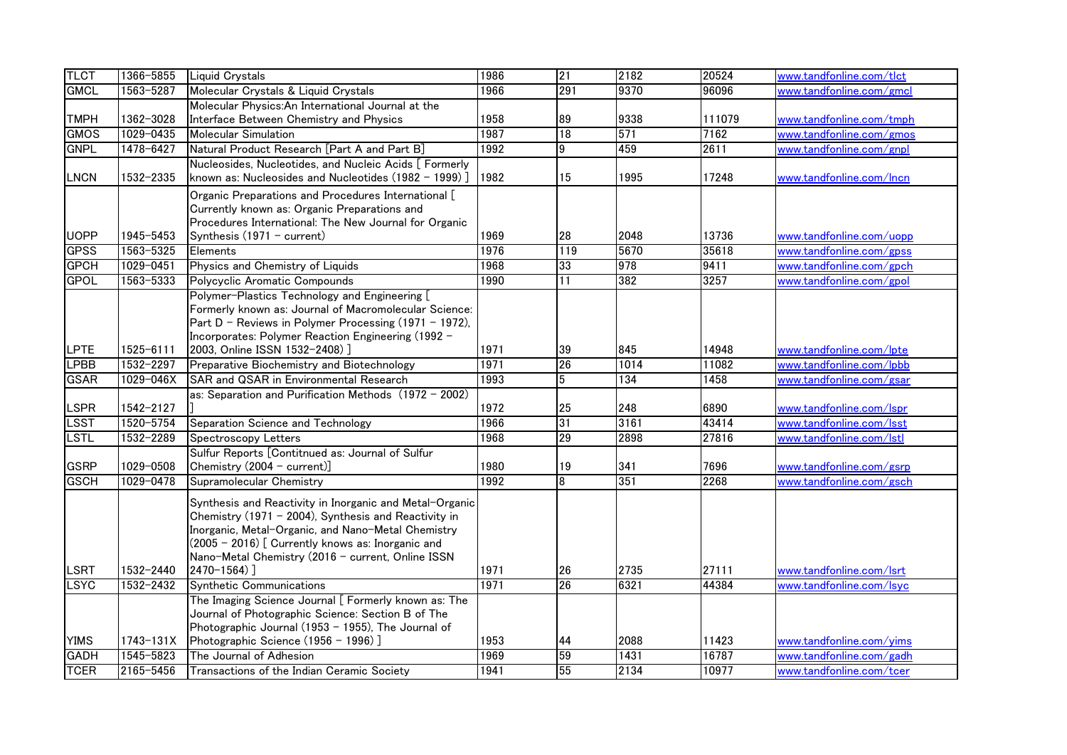| TLCT | 1366-5855 | Liquid Crystals | 1986 | 21 | 2182 | 20524 | www.tandfonline.com/tlct |
|---|---|---|---|---|---|---|---|
| GMCL | 1563-5287 | Molecular Crystals & Liquid Crystals | 1966 | 291 | 9370 | 96096 | www.tandfonline.com/gmcl |
| TMPH | 1362-3028 | Molecular Physics:An International Journal at the Interface Between Chemistry and Physics | 1958 | 89 | 9338 | 111079 | www.tandfonline.com/tmph |
| GMOS | 1029-0435 | Molecular Simulation | 1987 | 18 | 571 | 7162 | www.tandfonline.com/gmos |
| GNPL | 1478-6427 | Natural Product Research [Part A and Part B] | 1992 | 9 | 459 | 2611 | www.tandfonline.com/gnpl |
| LNCN | 1532-2335 | Nucleosides, Nucleotides, and Nucleic Acids [ Formerly known as: Nucleosides and Nucleotides (1982 - 1999) ] | 1982 | 15 | 1995 | 17248 | www.tandfonline.com/lncn |
| UOPP | 1945-5453 | Organic Preparations and Procedures International [ Currently known as: Organic Preparations and Procedures International: The New Journal for Organic Synthesis (1971 - current) | 1969 | 28 | 2048 | 13736 | www.tandfonline.com/uopp |
| GPSS | 1563-5325 | Elements | 1976 | 119 | 5670 | 35618 | www.tandfonline.com/gpss |
| GPCH | 1029-0451 | Physics and Chemistry of Liquids | 1968 | 33 | 978 | 9411 | www.tandfonline.com/gpch |
| GPOL | 1563-5333 | Polycyclic Aromatic Compounds | 1990 | 11 | 382 | 3257 | www.tandfonline.com/gpol |
| LPTE | 1525-6111 | Polymer-Plastics Technology and Engineering [ Formerly known as: Journal of Macromolecular Science: Part D - Reviews in Polymer Processing (1971 - 1972), Incorporates: Polymer Reaction Engineering (1992 - 2003, Online ISSN 1532-2408) ] | 1971 | 39 | 845 | 14948 | www.tandfonline.com/lpte |
| LPBB | 1532-2297 | Preparative Biochemistry and Biotechnology | 1971 | 26 | 1014 | 11082 | www.tandfonline.com/lpbb |
| GSAR | 1029-046X | SAR and QSAR in Environmental Research | 1993 | 5 | 134 | 1458 | www.tandfonline.com/gsar |
| LSPR | 1542-2127 | as: Separation and Purification Methods (1972 - 2002) ] | 1972 | 25 | 248 | 6890 | www.tandfonline.com/lspr |
| LSST | 1520-5754 | Separation Science and Technology | 1966 | 31 | 3161 | 43414 | www.tandfonline.com/lsst |
| LSTL | 1532-2289 | Spectroscopy Letters | 1968 | 29 | 2898 | 27816 | www.tandfonline.com/lstl |
| GSRP | 1029-0508 | Sulfur Reports [Contitnued as: Journal of Sulfur Chemistry (2004 - current)] | 1980 | 19 | 341 | 7696 | www.tandfonline.com/gsrp |
| GSCH | 1029-0478 | Supramolecular Chemistry | 1992 | 8 | 351 | 2268 | www.tandfonline.com/gsch |
| LSRT | 1532-2440 | Synthesis and Reactivity in Inorganic and Metal-Organic Chemistry (1971 - 2004), Synthesis and Reactivity in Inorganic, Metal-Organic, and Nano-Metal Chemistry (2005 - 2016) [ Currently knows as: Inorganic and Nano-Metal Chemistry (2016 - current, Online ISSN 2470-1564) ] | 1971 | 26 | 2735 | 27111 | www.tandfonline.com/lsrt |
| LSYC | 1532-2432 | Synthetic Communications | 1971 | 26 | 6321 | 44384 | www.tandfonline.com/lsyc |
| YIMS | 1743-131X | The Imaging Science Journal [ Formerly known as: The Journal of Photographic Science: Section B of The Photographic Journal (1953 - 1955), The Journal of Photographic Science (1956 - 1996) ] | 1953 | 44 | 2088 | 11423 | www.tandfonline.com/yims |
| GADH | 1545-5823 | The Journal of Adhesion | 1969 | 59 | 1431 | 16787 | www.tandfonline.com/gadh |
| TCER | 2165-5456 | Transactions of the Indian Ceramic Society | 1941 | 55 | 2134 | 10977 | www.tandfonline.com/tcer |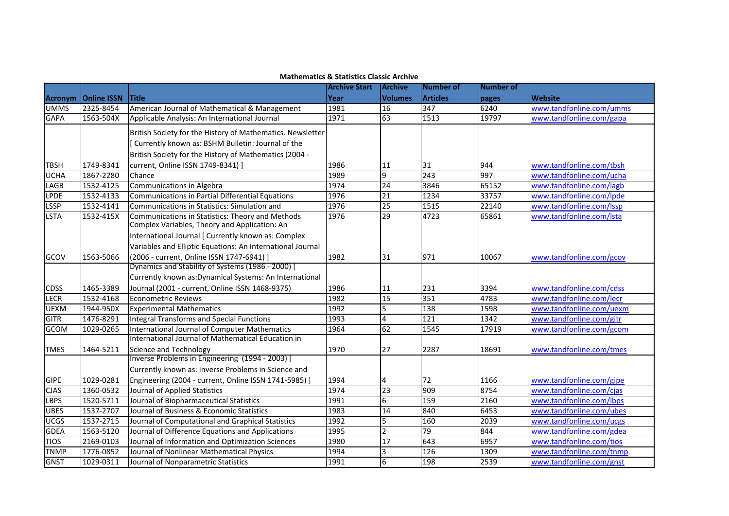**Mathematics & Statistics Classic Archive**

| Acronym | Online ISSN | Title | Archive Start Year | Archive Volumes | Number of Articles | Number of pages | Website |
|---|---|---|---|---|---|---|---|
| UMMS | 2325-8454 | American Journal of Mathematical & Management | 1981 | 16 | 347 | 6240 | www.tandfonline.com/umms |
| GAPA | 1563-504X | Applicable Analysis: An International Journal | 1971 | 63 | 1513 | 19797 | www.tandfonline.com/gapa |
| TBSH | 1749-8341 | British Society for the History of Mathematics. Newsletter [ Currently known as: BSHM Bulletin: Journal of the British Society for the History of Mathematics (2004 - current, Online ISSN 1749-8341) ] | 1986 | 11 | 31 | 944 | www.tandfonline.com/tbsh |
| UCHA | 1867-2280 | Chance | 1989 | 9 | 243 | 997 | www.tandfonline.com/ucha |
| LAGB | 1532-4125 | Communications in Algebra | 1974 | 24 | 3846 | 65152 | www.tandfonline.com/lagb |
| LPDE | 1532-4133 | Communications in Partial Differential Equations | 1976 | 21 | 1234 | 33757 | www.tandfonline.com/lpde |
| LSSP | 1532-4141 | Communications in Statistics: Simulation and | 1976 | 25 | 1515 | 22140 | www.tandfonline.com/lssp |
| LSTA | 1532-415X | Communications in Statistics: Theory and Methods | 1976 | 29 | 4723 | 65861 | www.tandfonline.com/lsta |
| GCOV | 1563-5066 | Complex Variables, Theory and Application: An International Journal [ Currently known as: Complex Variables and Elliptic Equations: An International Journal (2006 - current, Online ISSN 1747-6941) ] | 1982 | 31 | 971 | 10067 | www.tandfonline.com/gcov |
| CDSS | 1465-3389 | Dynamics and Stability of Systems (1986 - 2000) [ Currently known as:Dynamical Systems: An International Journal (2001 - current, Online ISSN 1468-9375) | 1986 | 11 | 231 | 3394 | www.tandfonline.com/cdss |
| LECR | 1532-4168 | Econometric Reviews | 1982 | 15 | 351 | 4783 | www.tandfonline.com/lecr |
| UEXM | 1944-950X | Experimental Mathematics | 1992 | 5 | 138 | 1598 | www.tandfonline.com/uexm |
| GITR | 1476-8291 | Integral Transforms and Special Functions | 1993 | 4 | 121 | 1342 | www.tandfonline.com/gitr |
| GCOM | 1029-0265 | International Journal of Computer Mathematics | 1964 | 62 | 1545 | 17919 | www.tandfonline.com/gcom |
| TMES | 1464-5211 | International Journal of Mathematical Education in Science and Technology | 1970 | 27 | 2287 | 18691 | www.tandfonline.com/tmes |
| GIPE | 1029-0281 | Inverse Problems in Engineering (1994 - 2003) [ Currently known as: Inverse Problems in Science and Engineering (2004 - current, Online ISSN 1741-5985) ] | 1994 | 4 | 72 | 1166 | www.tandfonline.com/gipe |
| CJAS | 1360-0532 | Journal of Applied Statistics | 1974 | 23 | 909 | 8754 | www.tandfonline.com/cjas |
| LBPS | 1520-5711 | Journal of Biopharmaceutical Statistics | 1991 | 6 | 159 | 2160 | www.tandfonline.com/lbps |
| UBES | 1537-2707 | Journal of Business & Economic Statistics | 1983 | 14 | 840 | 6453 | www.tandfonline.com/ubes |
| UCGS | 1537-2715 | Journal of Computational and Graphical Statistics | 1992 | 5 | 160 | 2039 | www.tandfonline.com/ucgs |
| GDEA | 1563-5120 | Journal of Difference Equations and Applications | 1995 | 2 | 79 | 844 | www.tandfonline.com/gdea |
| TIOS | 2169-0103 | Journal of Information and Optimization Sciences | 1980 | 17 | 643 | 6957 | www.tandfonline.com/tios |
| TNMP | 1776-0852 | Journal of Nonlinear Mathematical Physics | 1994 | 3 | 126 | 1309 | www.tandfonline.com/tnmp |
| GNST | 1029-0311 | Journal of Nonparametric Statistics | 1991 | 6 | 198 | 2539 | www.tandfonline.com/gnst |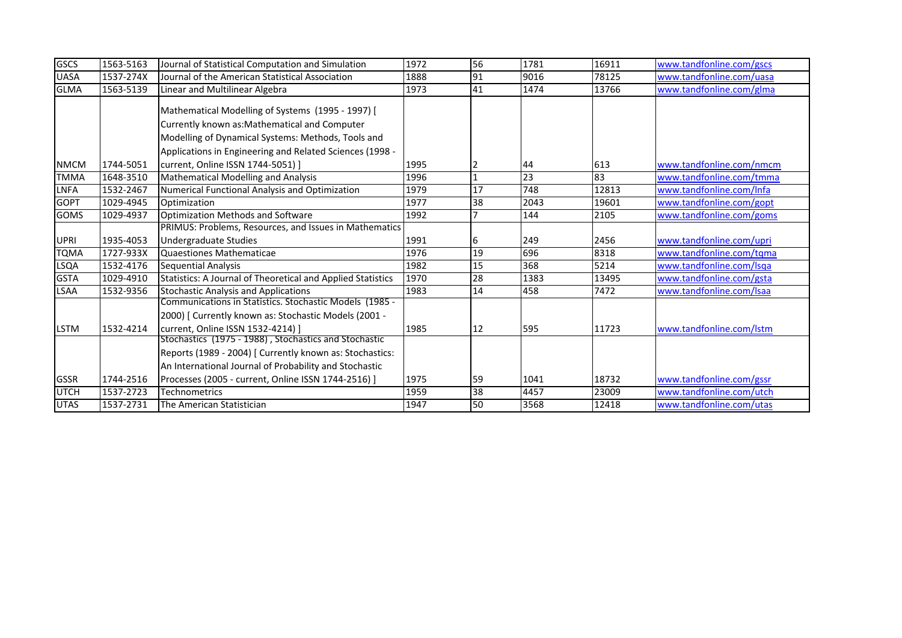| | | | | | | | |
|---|---|---|---|---|---|---|---|
| GSCS | 1563-5163 | Journal of Statistical Computation and Simulation | 1972 | 56 | 1781 | 16911 | www.tandfonline.com/gscs |
| UASA | 1537-274X | Journal of the American Statistical Association | 1888 | 91 | 9016 | 78125 | www.tandfonline.com/uasa |
| GLMA | 1563-5139 | Linear and Multilinear Algebra | 1973 | 41 | 1474 | 13766 | www.tandfonline.com/glma |
| NMCM | 1744-5051 | Mathematical Modelling of Systems (1995 - 1997) [ Currently known as:Mathematical and Computer Modelling of Dynamical Systems: Methods, Tools and Applications in Engineering and Related Sciences (1998 - current, Online ISSN 1744-5051) ] | 1995 | 2 | 44 | 613 | www.tandfonline.com/nmcm |
| TMMA | 1648-3510 | Mathematical Modelling and Analysis | 1996 | 1 | 23 | 83 | www.tandfonline.com/tmma |
| LNFA | 1532-2467 | Numerical Functional Analysis and Optimization | 1979 | 17 | 748 | 12813 | www.tandfonline.com/lnfa |
| GOPT | 1029-4945 | Optimization | 1977 | 38 | 2043 | 19601 | www.tandfonline.com/gopt |
| GOMS | 1029-4937 | Optimization Methods and Software | 1992 | 7 | 144 | 2105 | www.tandfonline.com/goms |
| UPRI | 1935-4053 | PRIMUS: Problems, Resources, and Issues in Mathematics Undergraduate Studies | 1991 | 6 | 249 | 2456 | www.tandfonline.com/upri |
| TQMA | 1727-933X | Quaestiones Mathematicae | 1976 | 19 | 696 | 8318 | www.tandfonline.com/tqma |
| LSQA | 1532-4176 | Sequential Analysis | 1982 | 15 | 368 | 5214 | www.tandfonline.com/lsqa |
| GSTA | 1029-4910 | Statistics: A Journal of Theoretical and Applied Statistics | 1970 | 28 | 1383 | 13495 | www.tandfonline.com/gsta |
| LSAA | 1532-9356 | Stochastic Analysis and Applications | 1983 | 14 | 458 | 7472 | www.tandfonline.com/lsaa |
| LSTM | 1532-4214 | Communications in Statistics. Stochastic Models (1985 - 2000) [ Currently known as: Stochastic Models (2001 - current, Online ISSN 1532-4214) ] | 1985 | 12 | 595 | 11723 | www.tandfonline.com/lstm |
| GSSR | 1744-2516 | Stochastics (1975 - 1988) , Stochastics and Stochastic Reports (1989 - 2004) [ Currently known as: Stochastics: An International Journal of Probability and Stochastic Processes (2005 - current, Online ISSN 1744-2516) ] | 1975 | 59 | 1041 | 18732 | www.tandfonline.com/gssr |
| UTCH | 1537-2723 | Technometrics | 1959 | 38 | 4457 | 23009 | www.tandfonline.com/utch |
| UTAS | 1537-2731 | The American Statistician | 1947 | 50 | 3568 | 12418 | www.tandfonline.com/utas |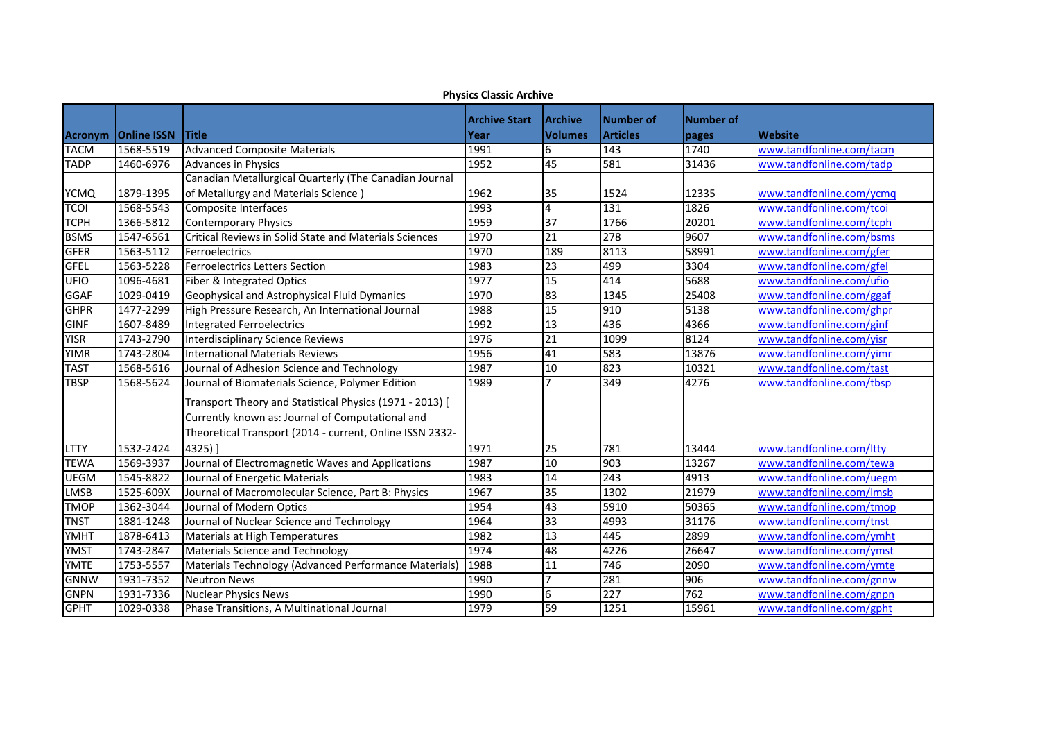**Physics Classic Archive**

| Acronym | Online ISSN | Title | Archive Start Year | Archive Volumes | Number of Articles | Number of pages | Website |
|---|---|---|---|---|---|---|---|
| TACM | 1568-5519 | Advanced Composite Materials | 1991 | 6 | 143 | 1740 | www.tandfonline.com/tacm |
| TADP | 1460-6976 | Advances in Physics | 1952 | 45 | 581 | 31436 | www.tandfonline.com/tadp |
| YCMQ | 1879-1395 | Canadian Metallurgical Quarterly (The Canadian Journal of Metallurgy and Materials Science ) | 1962 | 35 | 1524 | 12335 | www.tandfonline.com/ycmq |
| TCOI | 1568-5543 | Composite Interfaces | 1993 | 4 | 131 | 1826 | www.tandfonline.com/tcoi |
| TCPH | 1366-5812 | Contemporary Physics | 1959 | 37 | 1766 | 20201 | www.tandfonline.com/tcph |
| BSMS | 1547-6561 | Critical Reviews in Solid State and Materials Sciences | 1970 | 21 | 278 | 9607 | www.tandfonline.com/bsms |
| GFER | 1563-5112 | Ferroelectrics | 1970 | 189 | 8113 | 58991 | www.tandfonline.com/gfer |
| GFEL | 1563-5228 | Ferroelectrics Letters Section | 1983 | 23 | 499 | 3304 | www.tandfonline.com/gfel |
| UFIO | 1096-4681 | Fiber & Integrated Optics | 1977 | 15 | 414 | 5688 | www.tandfonline.com/ufio |
| GGAF | 1029-0419 | Geophysical and Astrophysical Fluid Dymanics | 1970 | 83 | 1345 | 25408 | www.tandfonline.com/ggaf |
| GHPR | 1477-2299 | High Pressure Research, An International Journal | 1988 | 15 | 910 | 5138 | www.tandfonline.com/ghpr |
| GINF | 1607-8489 | Integrated Ferroelectrics | 1992 | 13 | 436 | 4366 | www.tandfonline.com/ginf |
| YISR | 1743-2790 | Interdisciplinary Science Reviews | 1976 | 21 | 1099 | 8124 | www.tandfonline.com/yisr |
| YIMR | 1743-2804 | International Materials Reviews | 1956 | 41 | 583 | 13876 | www.tandfonline.com/yimr |
| TAST | 1568-5616 | Journal of Adhesion Science and Technology | 1987 | 10 | 823 | 10321 | www.tandfonline.com/tast |
| TBSP | 1568-5624 | Journal of Biomaterials Science, Polymer Edition | 1989 | 7 | 349 | 4276 | www.tandfonline.com/tbsp |
| LTTY | 1532-2424 | Transport Theory and Statistical Physics (1971 - 2013) [ Currently known as: Journal of Computational and Theoretical Transport (2014 - current, Online ISSN 2332-4325) ] | 1971 | 25 | 781 | 13444 | www.tandfonline.com/ltty |
| TEWA | 1569-3937 | Journal of Electromagnetic Waves and Applications | 1987 | 10 | 903 | 13267 | www.tandfonline.com/tewa |
| UEGM | 1545-8822 | Journal of Energetic Materials | 1983 | 14 | 243 | 4913 | www.tandfonline.com/uegm |
| LMSB | 1525-609X | Journal of Macromolecular Science, Part B: Physics | 1967 | 35 | 1302 | 21979 | www.tandfonline.com/lmsb |
| TMOP | 1362-3044 | Journal of Modern Optics | 1954 | 43 | 5910 | 50365 | www.tandfonline.com/tmop |
| TNST | 1881-1248 | Journal of Nuclear Science and Technology | 1964 | 33 | 4993 | 31176 | www.tandfonline.com/tnst |
| YMHT | 1878-6413 | Materials at High Temperatures | 1982 | 13 | 445 | 2899 | www.tandfonline.com/ymht |
| YMST | 1743-2847 | Materials Science and Technology | 1974 | 48 | 4226 | 26647 | www.tandfonline.com/ymst |
| YMTE | 1753-5557 | Materials Technology (Advanced Performance Materials) | 1988 | 11 | 746 | 2090 | www.tandfonline.com/ymte |
| GNNW | 1931-7352 | Neutron News | 1990 | 7 | 281 | 906 | www.tandfonline.com/gnnw |
| GNPN | 1931-7336 | Nuclear Physics News | 1990 | 6 | 227 | 762 | www.tandfonline.com/gnpn |
| GPHT | 1029-0338 | Phase Transitions, A Multinational Journal | 1979 | 59 | 1251 | 15961 | www.tandfonline.com/gpht |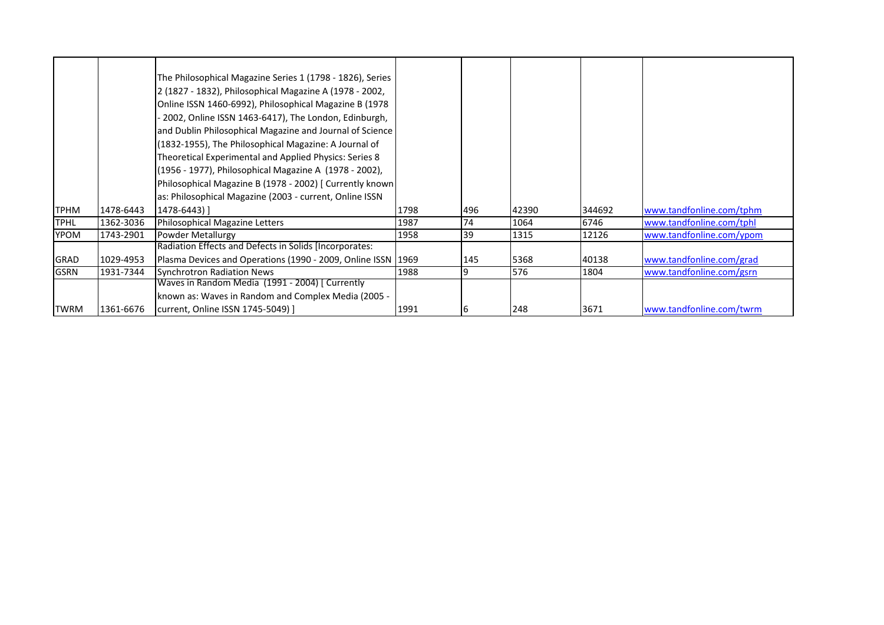| | | | | | | | |
|---|---|---|---|---|---|---|---|
| TPHM | 1478-6443 | The Philosophical Magazine Series 1 (1798 - 1826), Series 2 (1827 - 1832), Philosophical Magazine A (1978 - 2002, Online ISSN 1460-6992), Philosophical Magazine B (1978 - 2002, Online ISSN 1463-6417), The London, Edinburgh, and Dublin Philosophical Magazine and Journal of Science (1832-1955), The Philosophical Magazine: A Journal of Theoretical Experimental and Applied Physics: Series 8 (1956 - 1977), Philosophical Magazine A (1978 - 2002), Philosophical Magazine B (1978 - 2002) [ Currently known as: Philosophical Magazine (2003 - current, Online ISSN 1478-6443) ] | 1798 | 496 | 42390 | 344692 | www.tandfonline.com/tphm |
| TPHL | 1362-3036 | Philosophical Magazine Letters | 1987 | 74 | 1064 | 6746 | www.tandfonline.com/tphl |
| YPOM | 1743-2901 | Powder Metallurgy | 1958 | 39 | 1315 | 12126 | www.tandfonline.com/ypom |
| GRAD | 1029-4953 | Radiation Effects and Defects in Solids [Incorporates: Plasma Devices and Operations (1990 - 2009, Online ISSN | 1969 | 145 | 5368 | 40138 | www.tandfonline.com/grad |
| GSRN | 1931-7344 | Synchrotron Radiation News | 1988 | 9 | 576 | 1804 | www.tandfonline.com/gsrn |
| TWRM | 1361-6676 | Waves in Random Media (1991 - 2004) [ Currently known as: Waves in Random and Complex Media (2005 - current, Online ISSN 1745-5049) ] | 1991 | 6 | 248 | 3671 | www.tandfonline.com/twrm |